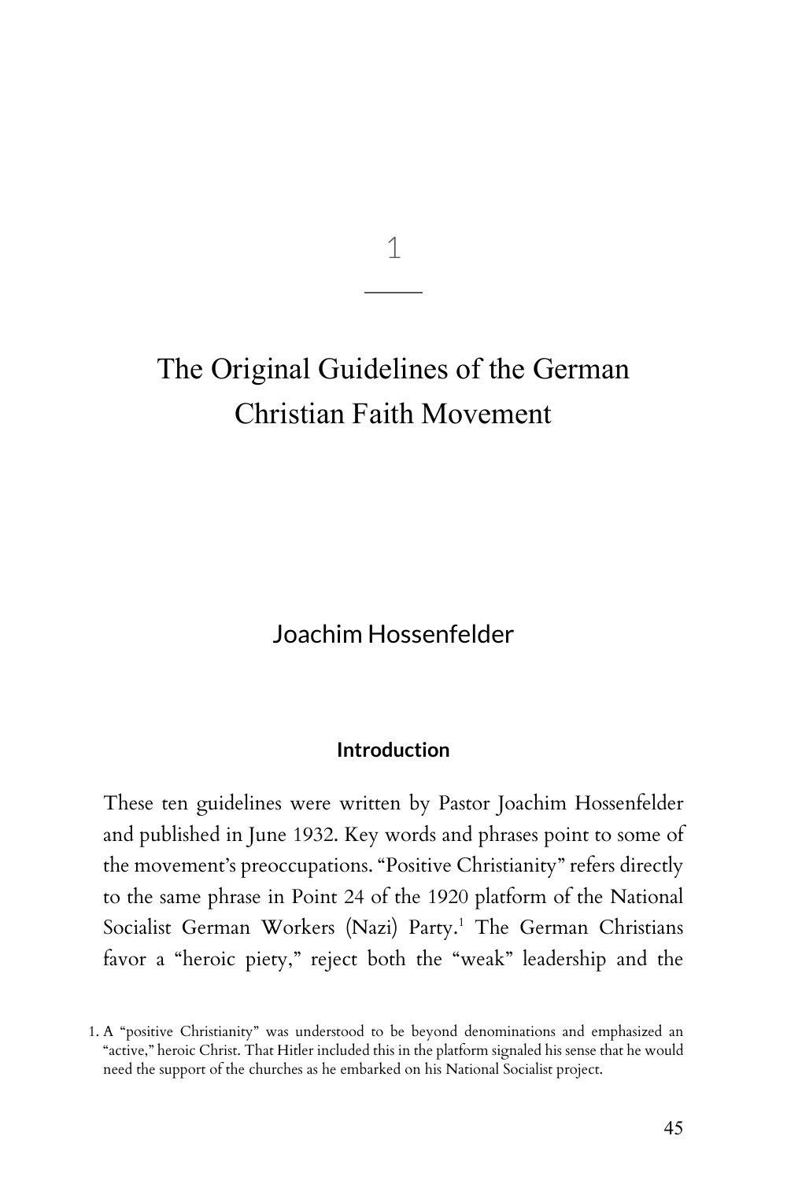1

# The Original Guidelines of the German Christian Faith Movement

Joachim Hossenfelder

### Introduction

These ten guidelines were written by Pastor Joachim Hossenfelder and published in June 1932. Key words and phrases point to some of the movement's preoccupations. "Positive Christianity" refers directly to the same phrase in Point 24 of the 1920 platform of the National Socialist German Workers (Nazi) Party.[1] The German Christians favor a "heroic piety," reject both the "weak" leadership and the

1. A "positive Christianity" was understood to be beyond denominations and emphasized an "active," heroic Christ. That Hitler included this in the platform signaled his sense that he would need the support of the churches as he embarked on his National Socialist project.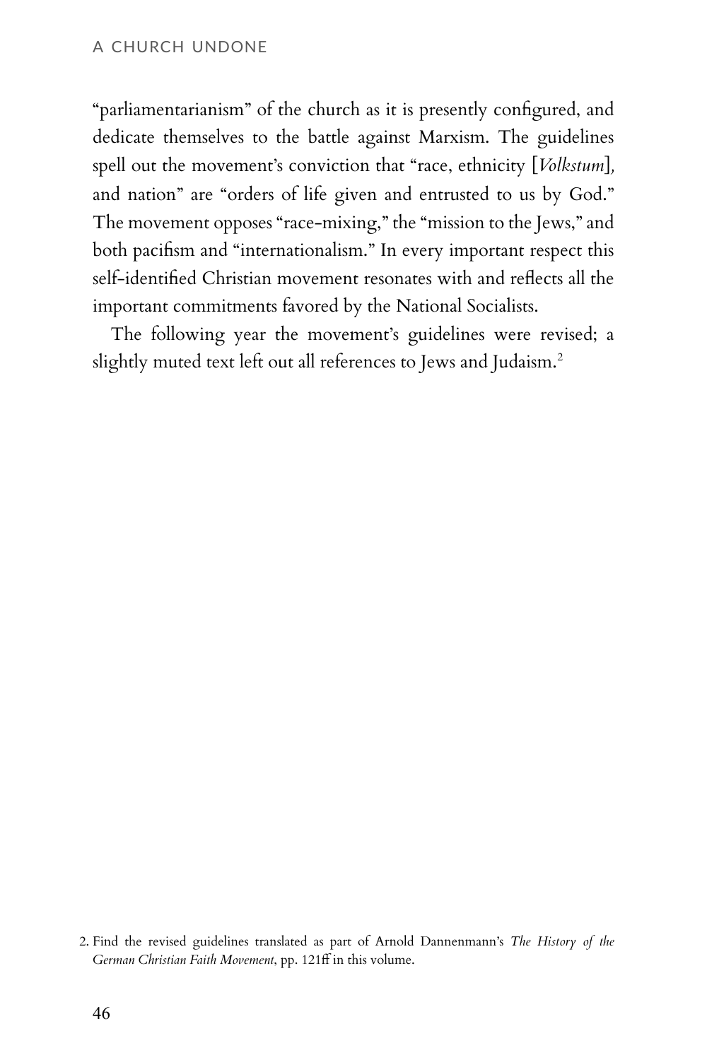"parliamentarianism" of the church as it is presently configured, and dedicate themselves to the battle against Marxism. The guidelines spell out the movement's conviction that "race, ethnicity [*Volkstum*], and nation" are "orders of life given and entrusted to us by God." The movement opposes "race-mixing," the "mission to the Jews," and both pacifism and "internationalism." In every important respect this self-identified Christian movement resonates with and reflects all the important commitments favored by the National Socialists.

The following year the movement's guidelines were revised; a slightly muted text left out all references to Jews and Judaism.[2]

2. Find the revised guidelines translated as part of Arnold Dannenmann's *The History of the German Christian Faith Movement*, pp. 121ff in this volume.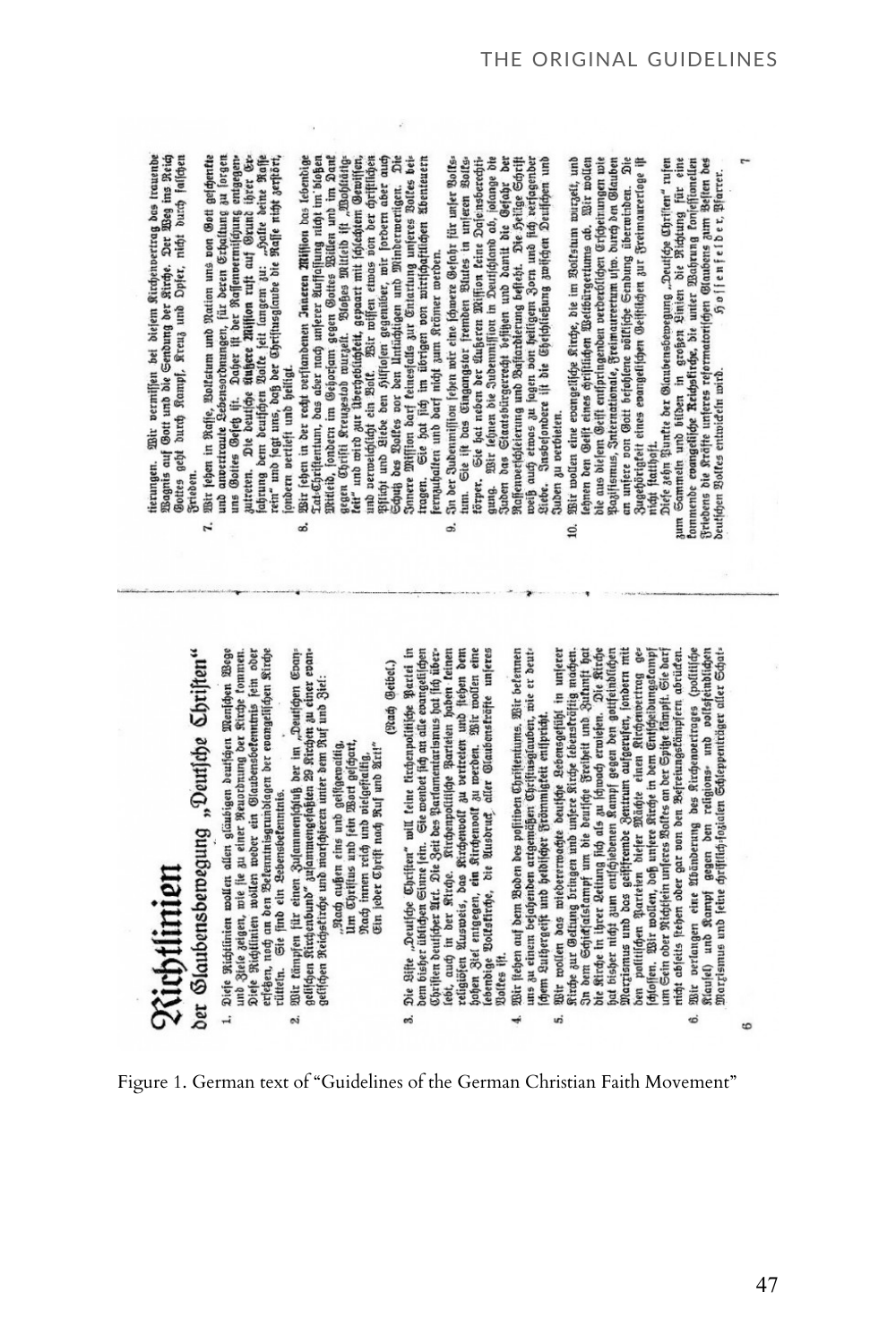# Richtlinien

## der Glaubensbewegung „Deutsche Christen"

1. Diese Richtlinien wollen allen gläubigen deutschen Menschen Wege und Ziele zeigen, wie sie zu einer Neuordnung der Kirche kommen. Diese Richtlinien wollen weder ein Glaubensbekenntnis sein oder ersetzen, noch an den Bekenntnisgrundlagen der evangelischen Kirche rütteln. Sie sind ein Lebensbekenntnis.

2. Wir kämpfen für einen Zusammenschluß der im „Deutschen Evangelischen Kirchenbund" zusammengefaßten 29 Kirchen zu einer evangelischen Reichskirche und marschieren unter dem Ruf und Ziel:

   Nach außen eins und geistgewaltig,
   Um Christus und sein Wort geschart,
   Nach innen reich und vielgestaltig,
   Ein jeder Christ nach Ruf und Art!

   (Nach Geibel.)

3. Die Liste „Deutsche Christen" will keine kirchenpolitische Partei in dem bisher üblichen Sinne sein. Sie wendet sich an alle evangelischen Christen deutscher Art. Die Zeit des Parlamentarismus hat sich überlebt, auch in der Kirche. Kirchenpolitische Parteien haben keinen religiösen Ausweis, das Kirchenvolk zu vertreten und stehen dem hohen Ziel entgegen, ein Kirchenvolk zu werden. Wir wollen eine lebendige Volkskirche, die Ausdruck aller Glaubenskräfte unseres Volkes ist.

4. Wir stehen auf dem Boden des positiven Christentums. Wir bekennen uns zu einem bejahenden artgemäßen Christusglauben, wie er deutschem Luthergeist und heldischer Frömmigkeit entspricht.

5. Wir wollen das wiedererwachte deutsche Lebensgefühl in unserer Kirche zur Geltung bringen und unsere Kirche lebenskräftig machen. In dem Schicksalskampf um die deutsche Freiheit und Zukunft hat die Kirche in ihrer Leitung sich als zu schwach erwiesen. Die Kirche hat bisher nicht zum entschiedenen Kampf gegen den gottfeindlichen Marxismus und das geistfremde Zentrum aufgerufen, sondern mit den politischen Parteien dieser Mächte einen Kirchenvertrag geschlossen. Wir wollen, daß unsere Kirche in dem Entscheidungskampf um Sein oder Nichtsein unseres Volkes an der Spitze kämpft. Sie darf nicht abseits stehen oder gar von den Befreiungskämpfern abrücken.

6. Wir verlangen eine Abänderung des Kirchenvertrages (politische Klausel) und Kampf gegen den religions- und volksfeindlichen Marxismus und seine christlich-sozialen Schleppenträger aller Schattierungen. Wir vermissen bei diesem Kirchenvertrag das trauende Wagnis auf Gott und die Sendung der Kirche. Der Weg ins Reich Gottes geht durch Kampf, Kreuz und Opfer, nicht durch falschen Frieden.

7. Wir sehen in Rasse, Volkstum und Nation uns von Gott geschenkte und anvertraute Lebensordnungen, für deren Erhaltung zu sorgen uns Gottes Gesetz ist. Daher ist der Rassenvermischung entgegenzutreten. Die deutsche äußere Mission ruft auf Grund ihrer Erfahrung dem deutschen Volke seit langem zu: „Halte deine Rasse rein" und sagt uns, daß der Christusglaube die Rasse nicht zerstört, sondern vertieft und heiligt.

8. Wir sehen in der recht verstandenen Inneren Mission das lebendige Tat-Christentum, das aber nach unserer Auffassung nicht im bloßen Mitleid, sondern im Gehorsam gegen Gottes Willen und im Dank gegen Christi Kreuzestod wurzelt. Bloßes Mitleid ist „Wohltätigkeit" und wird zur Überheblichkeit, gepaart mit schlechtem Gewissen, und verweichlicht ein Volk. Wir wissen etwas von der christlichen Pflicht und Liebe den Hilflosen gegenüber, wir fordern aber auch Schutz des Volkes vor den Untüchtigen und Minderwertigen. Die Innere Mission darf keinesfalls zur Entartung unseres Volkes beitragen. Sie hat sich im übrigen von wirtschaftlichen Abenteuern fernzuhalten und darf nicht zum Krämer werden.

9. In der Judenmission sehen wir eine schwere Gefahr für unser Volkstum. Sie ist das Eingangstor fremden Blutes in unseren Volkskörper. Sie hat neben der Äußeren Mission keine Daseinsberechtigung. Wir lehnen die Judenmission in Deutschland ab, solange die Juden das Staatsbürgerrecht besitzen und damit die Gefahr der Rassenverschleierung und Bastardierung besteht. Die Heilige Schrift weiß auch etwas zu sagen von heiligem Zorn und sich versagender Liebe. Insbesondere ist die Eheschließung zwischen Deutschen und Juden zu verbieten.

10. Wir wollen eine evangelische Kirche, die im Volkstum wurzelt, und lehnen den Geist eines christlichen Weltbürgertums ab. Wir wollen die aus diesem Geist entspringenden verderblichen Erscheinungen wie Pazifismus, Internationale, Freimaurertum usw. durch den Glauben an unsere von Gott befohlene völkische Sendung überwinden. Die Zugehörigkeit eines evangelischen Geistlichen zur Freimaurerloge ist nicht statthaft.

Diese zehn Punkte der Glaubensbewegung „Deutsche Christen" rufen zum Sammeln und bilden in großen Linien die Richtung für eine kommende evangelische Reichskirche, die unter Wahrung konfessionellen Friedens die Kräfte unseres reformatorischen Glaubens zum Besten des deutschen Volkes entwickeln wird.

Hossenfelder, Pfarrer.

Figure 1. German text of "Guidelines of the German Christian Faith Movement"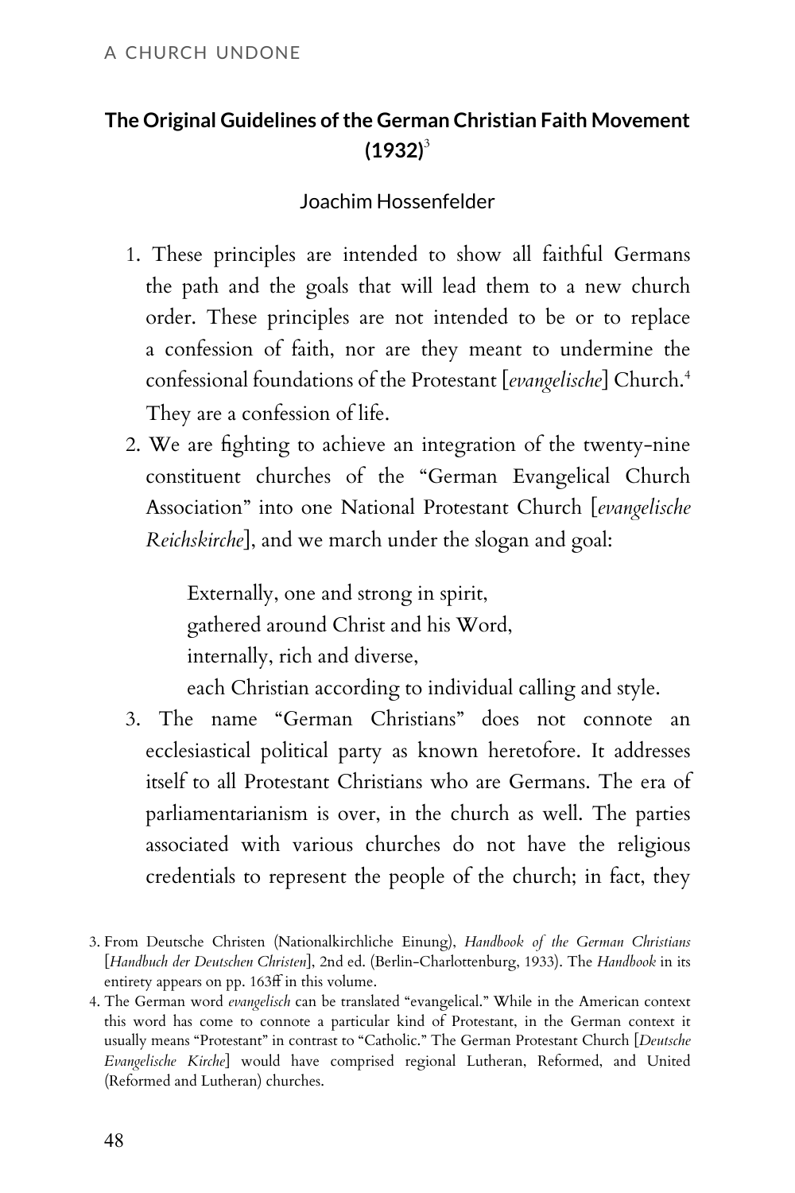## The Original Guidelines of the German Christian Faith Movement (1932)[3]

Joachim Hossenfelder

1. These principles are intended to show all faithful Germans the path and the goals that will lead them to a new church order. These principles are not intended to be or to replace a confession of faith, nor are they meant to undermine the confessional foundations of the Protestant [*evangelische*] Church.[4] They are a confession of life.
2. We are fighting to achieve an integration of the twenty-nine constituent churches of the "German Evangelical Church Association" into one National Protestant Church [*evangelische Reichskirche*], and we march under the slogan and goal:

   Externally, one and strong in spirit,  
   gathered around Christ and his Word,  
   internally, rich and diverse,  
   each Christian according to individual calling and style.

3. The name "German Christians" does not connote an ecclesiastical political party as known heretofore. It addresses itself to all Protestant Christians who are Germans. The era of parliamentarianism is over, in the church as well. The parties associated with various churches do not have the religious credentials to represent the people of the church; in fact, they

3. From Deutsche Christen (Nationalkirchliche Einung), *Handbook of the German Christians* [*Handbuch der Deutschen Christen*], 2nd ed. (Berlin-Charlottenburg, 1933). The *Handbook* in its entirety appears on pp. 163ff in this volume.

4. The German word *evangelisch* can be translated "evangelical." While in the American context this word has come to connote a particular kind of Protestant, in the German context it usually means "Protestant" in contrast to "Catholic." The German Protestant Church [*Deutsche Evangelische Kirche*] would have comprised regional Lutheran, Reformed, and United (Reformed and Lutheran) churches.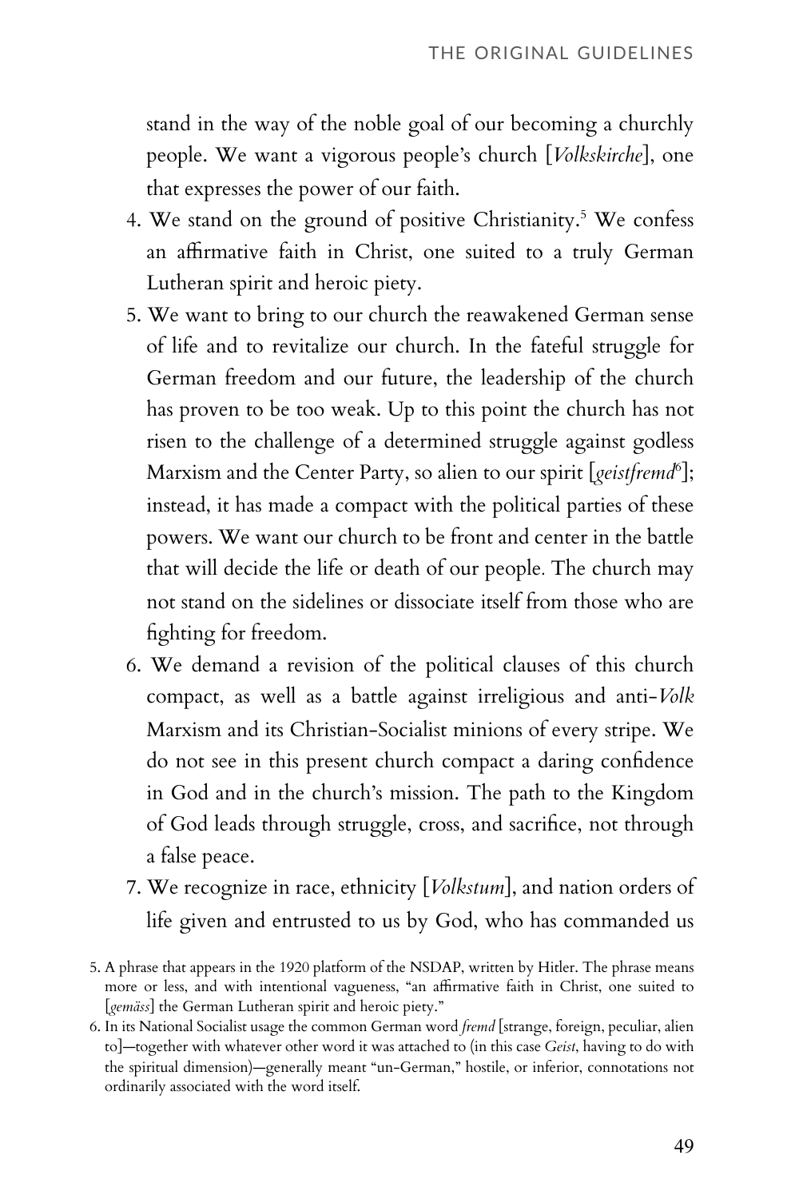stand in the way of the noble goal of our becoming a churchly people. We want a vigorous people's church [*Volkskirche*], one that expresses the power of our faith.

4. We stand on the ground of positive Christianity.[5] We confess an affirmative faith in Christ, one suited to a truly German Lutheran spirit and heroic piety.
5. We want to bring to our church the reawakened German sense of life and to revitalize our church. In the fateful struggle for German freedom and our future, the leadership of the church has proven to be too weak. Up to this point the church has not risen to the challenge of a determined struggle against godless Marxism and the Center Party, so alien to our spirit [*geistfremd*[6]]; instead, it has made a compact with the political parties of these powers. We want our church to be front and center in the battle that will decide the life or death of our people. The church may not stand on the sidelines or dissociate itself from those who are fighting for freedom.
6. We demand a revision of the political clauses of this church compact, as well as a battle against irreligious and anti-*Volk* Marxism and its Christian-Socialist minions of every stripe. We do not see in this present church compact a daring confidence in God and in the church's mission. The path to the Kingdom of God leads through struggle, cross, and sacrifice, not through a false peace.
7. We recognize in race, ethnicity [*Volkstum*], and nation orders of life given and entrusted to us by God, who has commanded us

5. A phrase that appears in the 1920 platform of the NSDAP, written by Hitler. The phrase means more or less, and with intentional vagueness, "an affirmative faith in Christ, one suited to [*gemäss*] the German Lutheran spirit and heroic piety."

6. In its National Socialist usage the common German word *fremd* [strange, foreign, peculiar, alien to]—together with whatever other word it was attached to (in this case *Geist*, having to do with the spiritual dimension)—generally meant "un-German," hostile, or inferior, connotations not ordinarily associated with the word itself.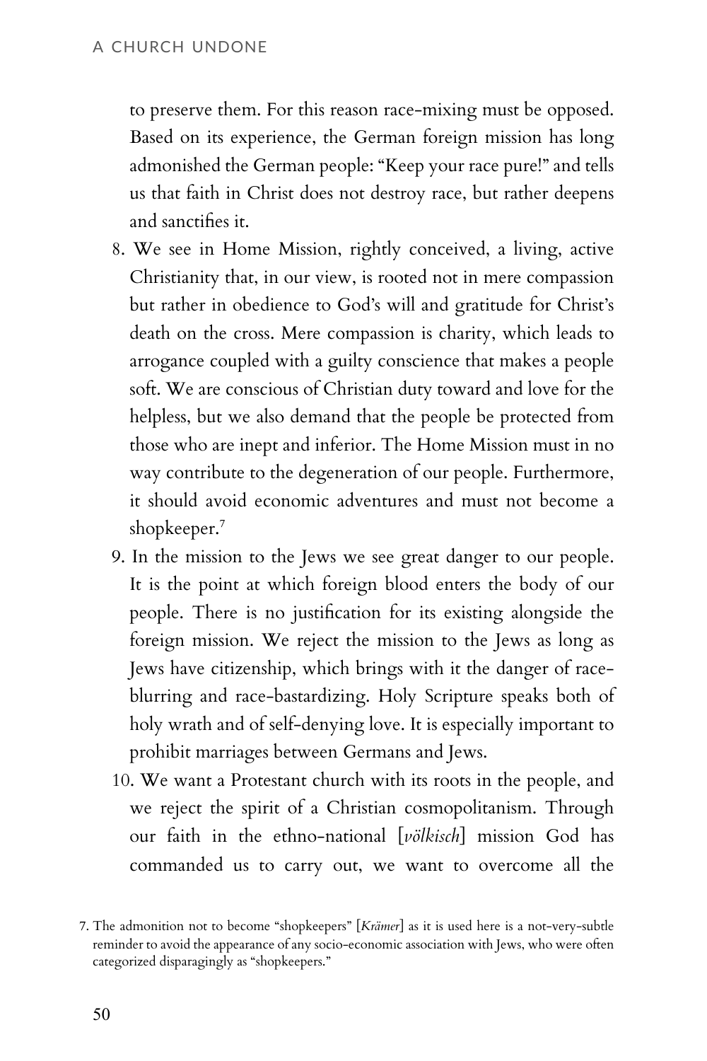to preserve them. For this reason race-mixing must be opposed. Based on its experience, the German foreign mission has long admonished the German people: "Keep your race pure!" and tells us that faith in Christ does not destroy race, but rather deepens and sanctifies it.

8. We see in Home Mission, rightly conceived, a living, active Christianity that, in our view, is rooted not in mere compassion but rather in obedience to God's will and gratitude for Christ's death on the cross. Mere compassion is charity, which leads to arrogance coupled with a guilty conscience that makes a people soft. We are conscious of Christian duty toward and love for the helpless, but we also demand that the people be protected from those who are inept and inferior. The Home Mission must in no way contribute to the degeneration of our people. Furthermore, it should avoid economic adventures and must not become a shopkeeper.[7]
9. In the mission to the Jews we see great danger to our people. It is the point at which foreign blood enters the body of our people. There is no justification for its existing alongside the foreign mission. We reject the mission to the Jews as long as Jews have citizenship, which brings with it the danger of race-blurring and race-bastardizing. Holy Scripture speaks both of holy wrath and of self-denying love. It is especially important to prohibit marriages between Germans and Jews.
10. We want a Protestant church with its roots in the people, and we reject the spirit of a Christian cosmopolitanism. Through our faith in the ethno-national [*völkisch*] mission God has commanded us to carry out, we want to overcome all the

7. The admonition not to become "shopkeepers" [*Krämer*] as it is used here is a not-very-subtle reminder to avoid the appearance of any socio-economic association with Jews, who were often categorized disparagingly as "shopkeepers."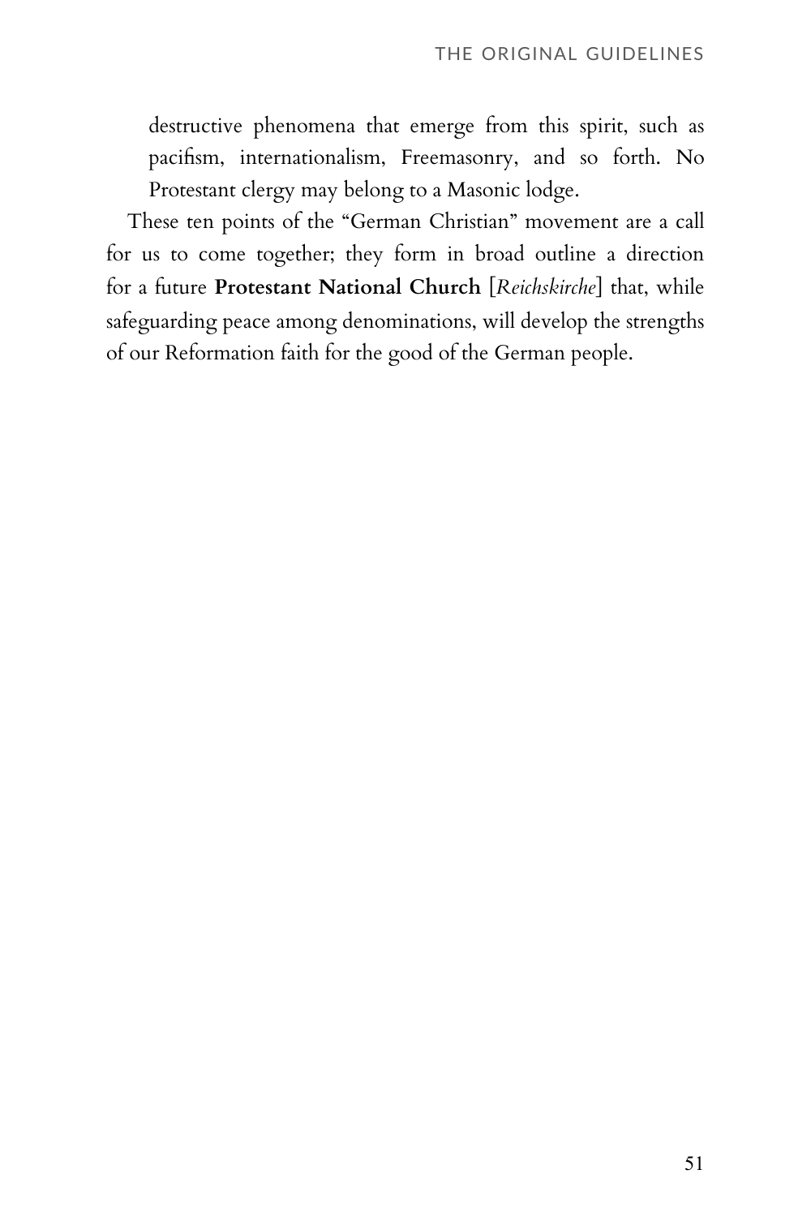destructive phenomena that emerge from this spirit, such as pacifism, internationalism, Freemasonry, and so forth. No Protestant clergy may belong to a Masonic lodge.

These ten points of the "German Christian" movement are a call for us to come together; they form in broad outline a direction for a future **Protestant National Church** [*Reichskirche*] that, while safeguarding peace among denominations, will develop the strengths of our Reformation faith for the good of the German people.